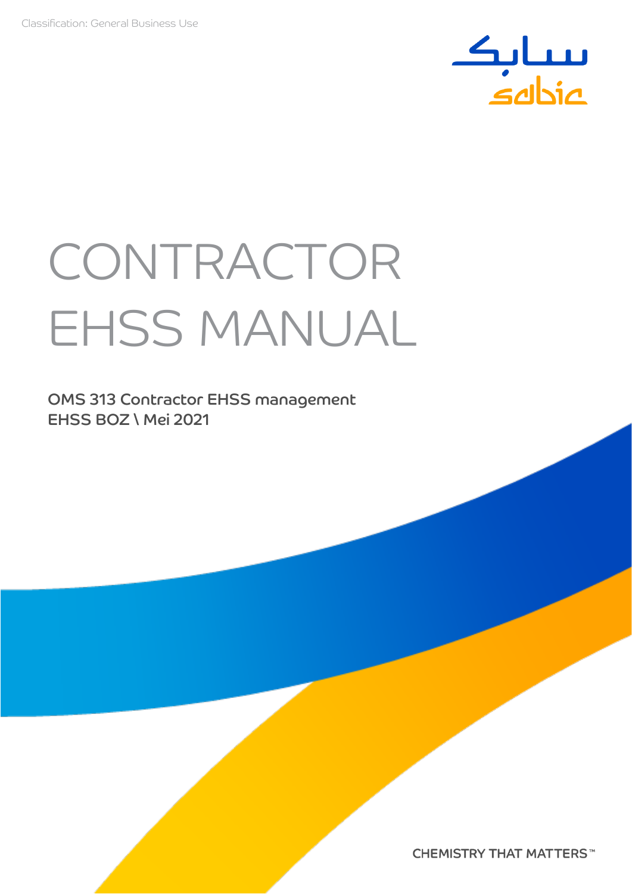Classification: General Business Use

# CONTRACTOR EHSS MANUAL

**OMS 313 Contractor EHSS management**
**EHSS BOZ \ Mei 2021**

CHEMISTRY THAT MATTERS™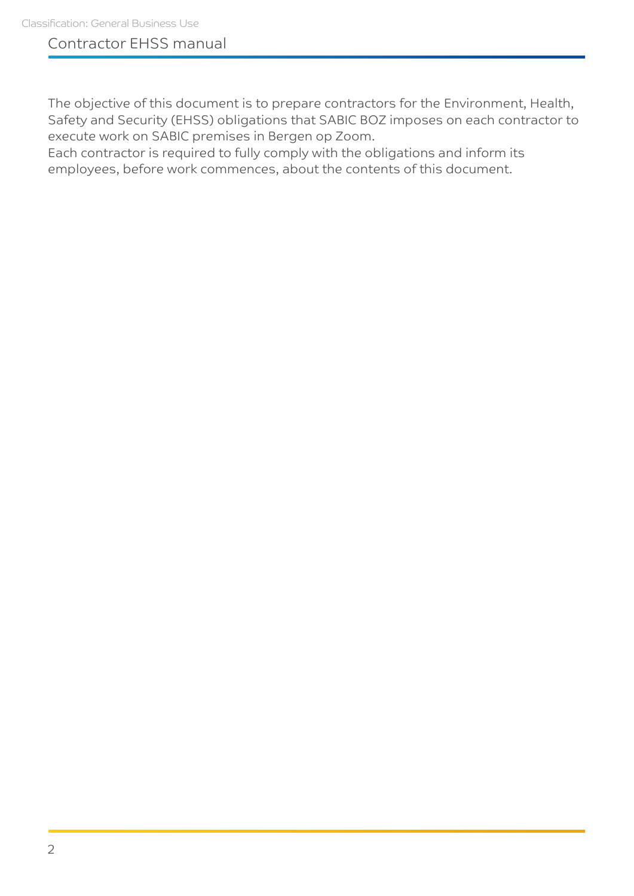The objective of this document is to prepare contractors for the Environment, Health, Safety and Security (EHSS) obligations that SABIC BOZ imposes on each contractor to execute work on SABIC premises in Bergen op Zoom.
Each contractor is required to fully comply with the obligations and inform its employees, before work commences, about the contents of this document.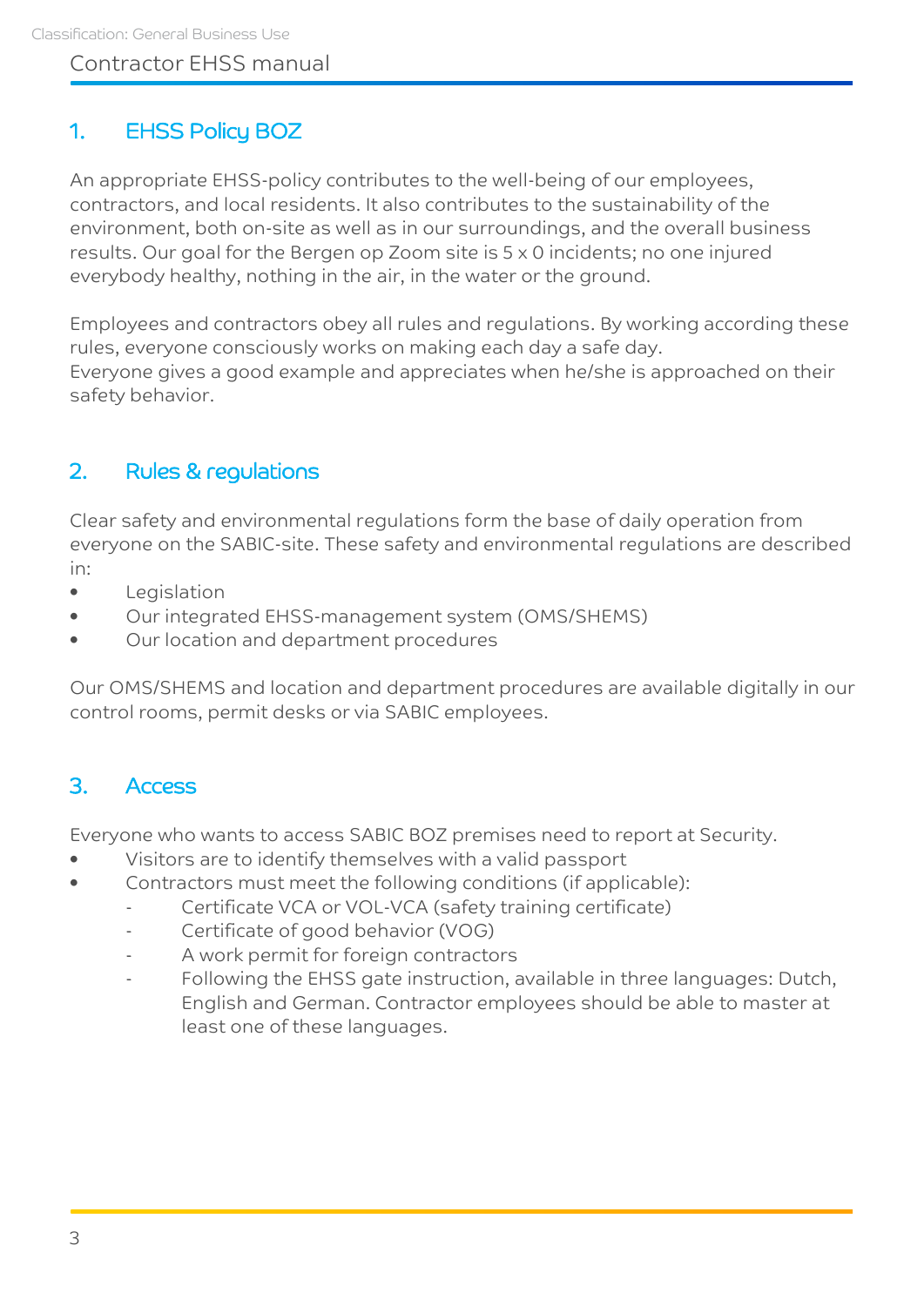## 1. EHSS Policy BOZ

An appropriate EHSS-policy contributes to the well-being of our employees, contractors, and local residents. It also contributes to the sustainability of the environment, both on-site as well as in our surroundings, and the overall business results. Our goal for the Bergen op Zoom site is 5 x 0 incidents; no one injured everybody healthy, nothing in the air, in the water or the ground.

Employees and contractors obey all rules and regulations. By working according these rules, everyone consciously works on making each day a safe day.
Everyone gives a good example and appreciates when he/she is approached on their safety behavior.

## 2. Rules & regulations

Clear safety and environmental regulations form the base of daily operation from everyone on the SABIC-site. These safety and environmental regulations are described in:

- Legislation
- Our integrated EHSS-management system (OMS/SHEMS)
- Our location and department procedures

Our OMS/SHEMS and location and department procedures are available digitally in our control rooms, permit desks or via SABIC employees.

## 3. Access

Everyone who wants to access SABIC BOZ premises need to report at Security.

- Visitors are to identify themselves with a valid passport
- Contractors must meet the following conditions (if applicable):
  - Certificate VCA or VOL-VCA (safety training certificate)
  - Certificate of good behavior (VOG)
  - A work permit for foreign contractors
  - Following the EHSS gate instruction, available in three languages: Dutch, English and German. Contractor employees should be able to master at least one of these languages.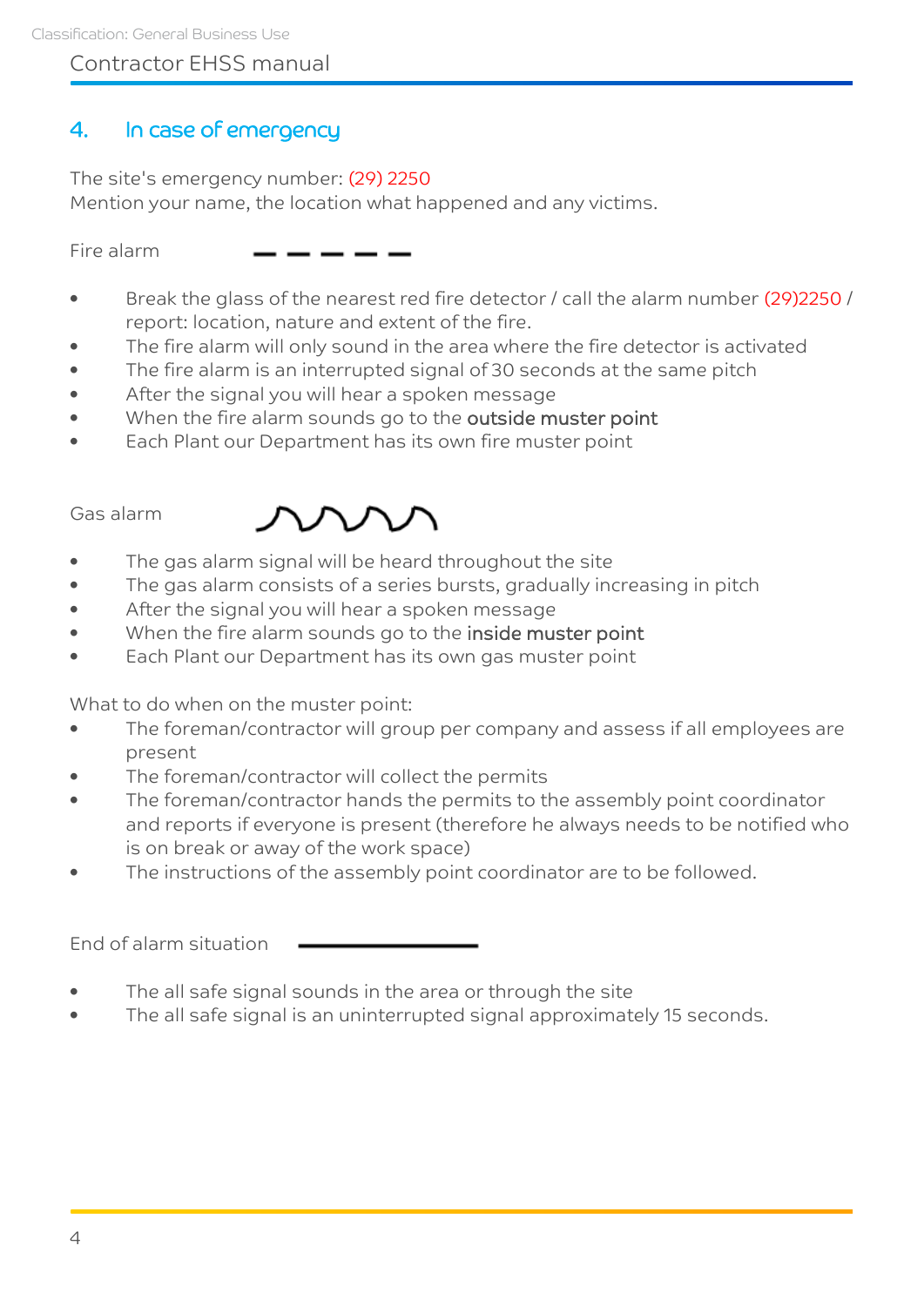## 4. In case of emergency

The site's emergency number: (29) 2250
Mention your name, the location what happened and any victims.

Fire alarm — — — — —

- Break the glass of the nearest red fire detector / call the alarm number (29)2250 / report: location, nature and extent of the fire.
- The fire alarm will only sound in the area where the fire detector is activated
- The fire alarm is an interrupted signal of 30 seconds at the same pitch
- After the signal you will hear a spoken message
- When the fire alarm sounds go to the **outside muster point**
- Each Plant our Department has its own fire muster point

Gas alarm

- The gas alarm signal will be heard throughout the site
- The gas alarm consists of a series bursts, gradually increasing in pitch
- After the signal you will hear a spoken message
- When the fire alarm sounds go to the **inside muster point**
- Each Plant our Department has its own gas muster point

What to do when on the muster point:

- The foreman/contractor will group per company and assess if all employees are present
- The foreman/contractor will collect the permits
- The foreman/contractor hands the permits to the assembly point coordinator and reports if everyone is present (therefore he always needs to be notified who is on break or away of the work space)
- The instructions of the assembly point coordinator are to be followed.

End of alarm situation ————

- The all safe signal sounds in the area or through the site
- The all safe signal is an uninterrupted signal approximately 15 seconds.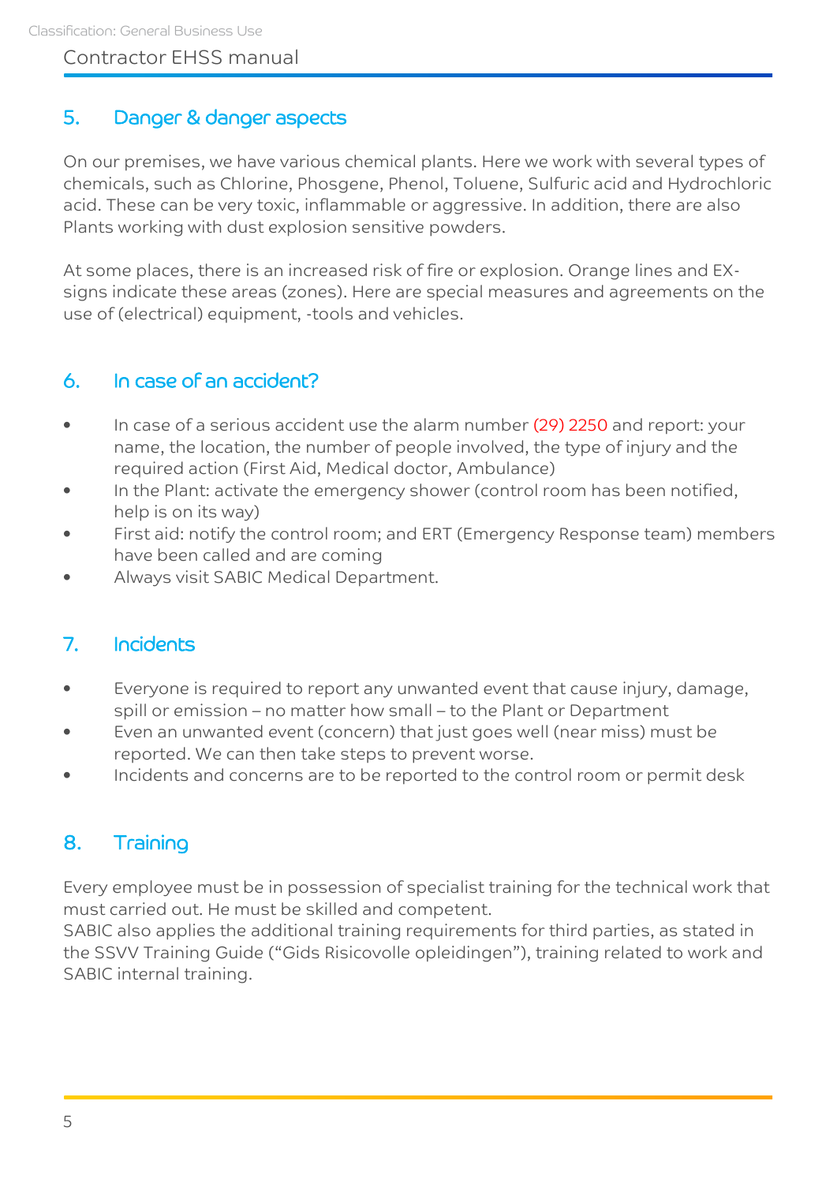## 5. Danger & danger aspects

On our premises, we have various chemical plants. Here we work with several types of chemicals, such as Chlorine, Phosgene, Phenol, Toluene, Sulfuric acid and Hydrochloric acid. These can be very toxic, inflammable or aggressive. In addition, there are also Plants working with dust explosion sensitive powders.

At some places, there is an increased risk of fire or explosion. Orange lines and EX-signs indicate these areas (zones). Here are special measures and agreements on the use of (electrical) equipment, -tools and vehicles.

## 6. In case of an accident?

- In case of a serious accident use the alarm number (29) 2250 and report: your name, the location, the number of people involved, the type of injury and the required action (First Aid, Medical doctor, Ambulance)
- In the Plant: activate the emergency shower (control room has been notified, help is on its way)
- First aid: notify the control room; and ERT (Emergency Response team) members have been called and are coming
- Always visit SABIC Medical Department.

## 7. Incidents

- Everyone is required to report any unwanted event that cause injury, damage, spill or emission – no matter how small – to the Plant or Department
- Even an unwanted event (concern) that just goes well (near miss) must be reported. We can then take steps to prevent worse.
- Incidents and concerns are to be reported to the control room or permit desk

## 8. Training

Every employee must be in possession of specialist training for the technical work that must carried out. He must be skilled and competent.
SABIC also applies the additional training requirements for third parties, as stated in the SSVV Training Guide ("Gids Risicovolle opleidingen"), training related to work and SABIC internal training.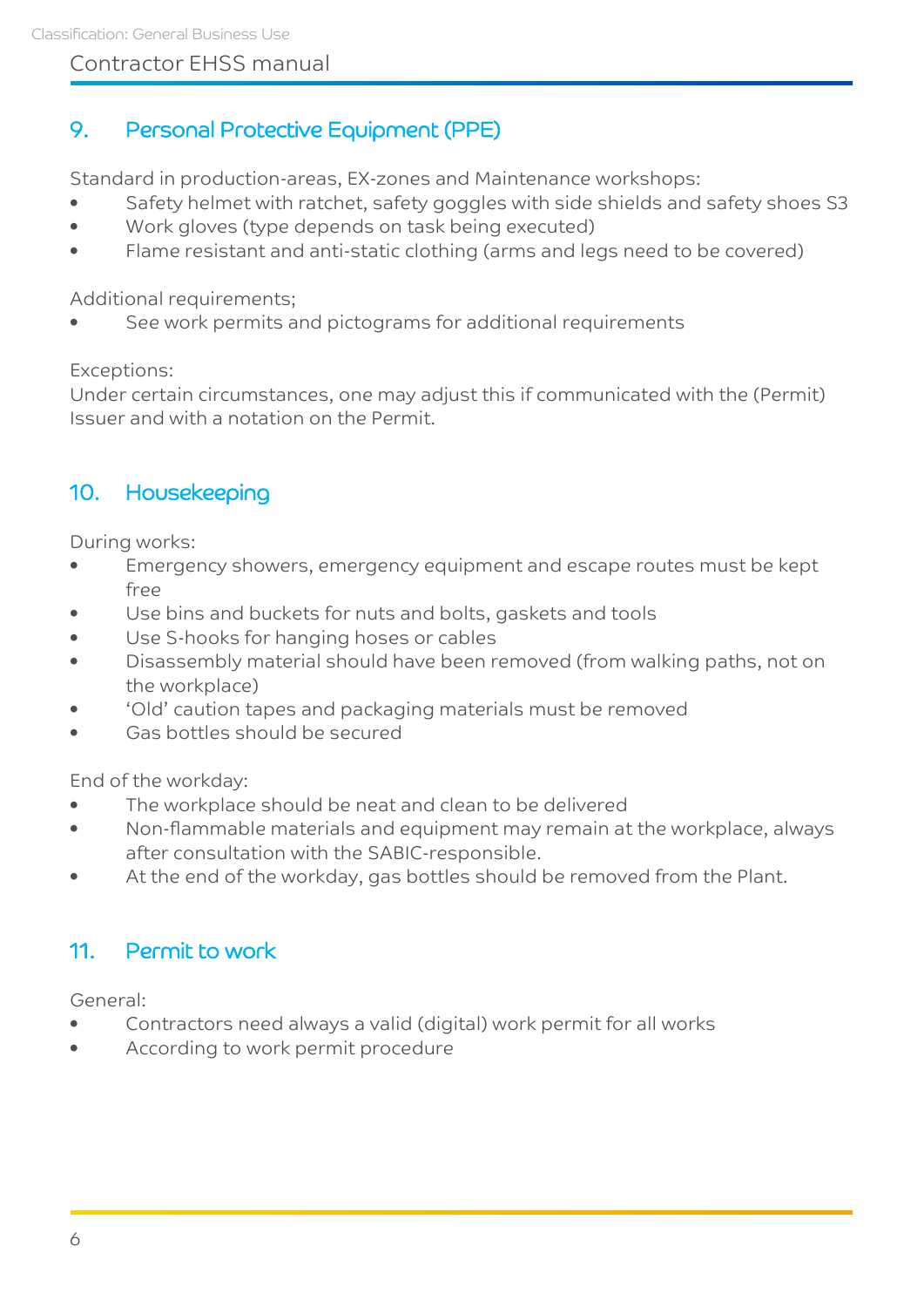## 9. Personal Protective Equipment (PPE)

Standard in production-areas, EX-zones and Maintenance workshops:

- Safety helmet with ratchet, safety goggles with side shields and safety shoes S3
- Work gloves (type depends on task being executed)
- Flame resistant and anti-static clothing (arms and legs need to be covered)

Additional requirements;

- See work permits and pictograms for additional requirements

Exceptions:
Under certain circumstances, one may adjust this if communicated with the (Permit) Issuer and with a notation on the Permit.

## 10. Housekeeping

During works:

- Emergency showers, emergency equipment and escape routes must be kept free
- Use bins and buckets for nuts and bolts, gaskets and tools
- Use S-hooks for hanging hoses or cables
- Disassembly material should have been removed (from walking paths, not on the workplace)
- 'Old' caution tapes and packaging materials must be removed
- Gas bottles should be secured

End of the workday:

- The workplace should be neat and clean to be delivered
- Non-flammable materials and equipment may remain at the workplace, always after consultation with the SABIC-responsible.
- At the end of the workday, gas bottles should be removed from the Plant.

## 11. Permit to work

General:

- Contractors need always a valid (digital) work permit for all works
- According to work permit procedure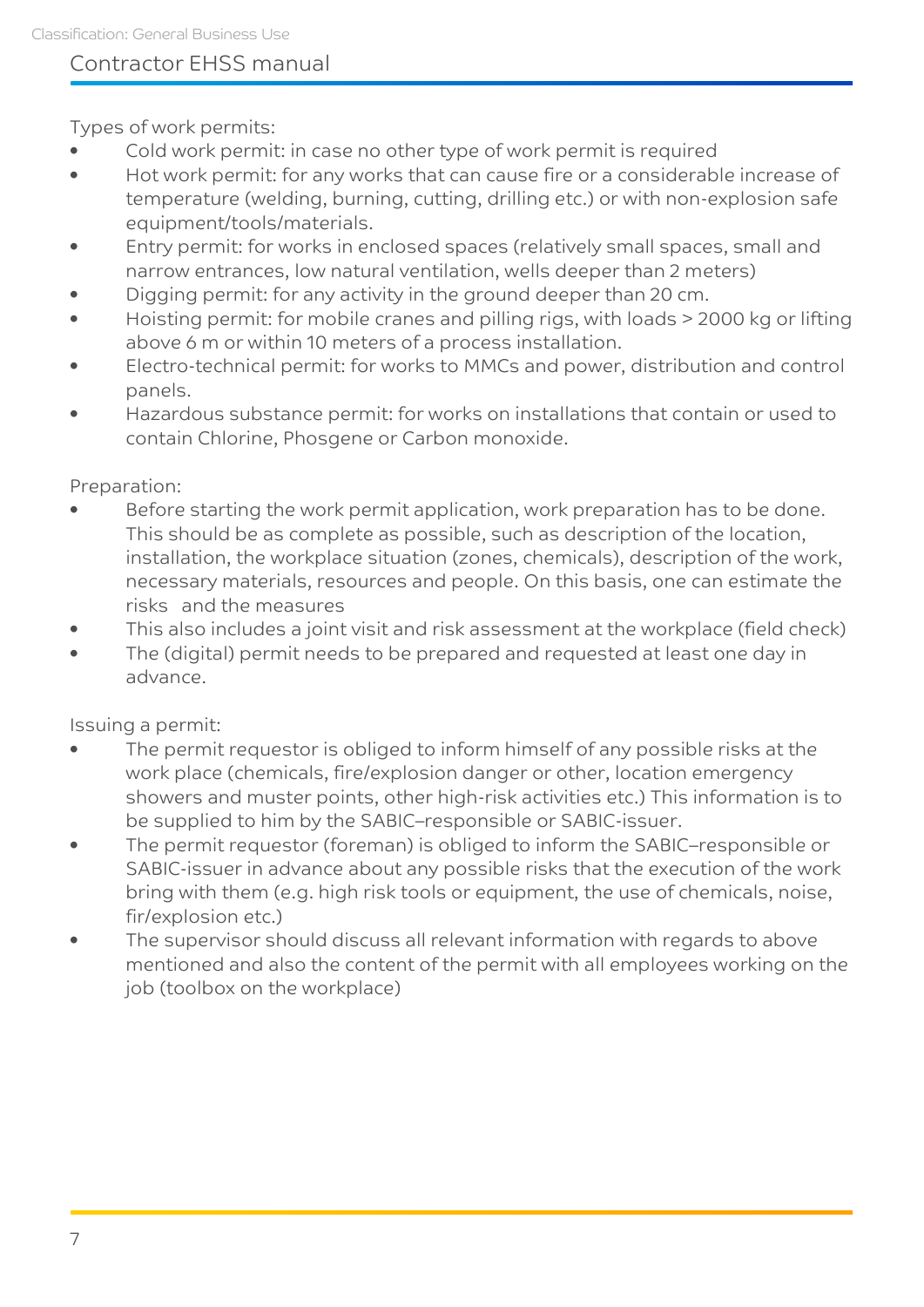Types of work permits:

- Cold work permit: in case no other type of work permit is required
- Hot work permit: for any works that can cause fire or a considerable increase of temperature (welding, burning, cutting, drilling etc.) or with non-explosion safe equipment/tools/materials.
- Entry permit: for works in enclosed spaces (relatively small spaces, small and narrow entrances, low natural ventilation, wells deeper than 2 meters)
- Digging permit: for any activity in the ground deeper than 20 cm.
- Hoisting permit: for mobile cranes and pilling rigs, with loads > 2000 kg or lifting above 6 m or within 10 meters of a process installation.
- Electro-technical permit: for works to MMCs and power, distribution and control panels.
- Hazardous substance permit: for works on installations that contain or used to contain Chlorine, Phosgene or Carbon monoxide.

Preparation:

- Before starting the work permit application, work preparation has to be done. This should be as complete as possible, such as description of the location, installation, the workplace situation (zones, chemicals), description of the work, necessary materials, resources and people. On this basis, one can estimate the risks and the measures
- This also includes a joint visit and risk assessment at the workplace (field check)
- The (digital) permit needs to be prepared and requested at least one day in advance.

Issuing a permit:

- The permit requestor is obliged to inform himself of any possible risks at the work place (chemicals, fire/explosion danger or other, location emergency showers and muster points, other high-risk activities etc.) This information is to be supplied to him by the SABIC–responsible or SABIC-issuer.
- The permit requestor (foreman) is obliged to inform the SABIC–responsible or SABIC-issuer in advance about any possible risks that the execution of the work bring with them (e.g. high risk tools or equipment, the use of chemicals, noise, fir/explosion etc.)
- The supervisor should discuss all relevant information with regards to above mentioned and also the content of the permit with all employees working on the job (toolbox on the workplace)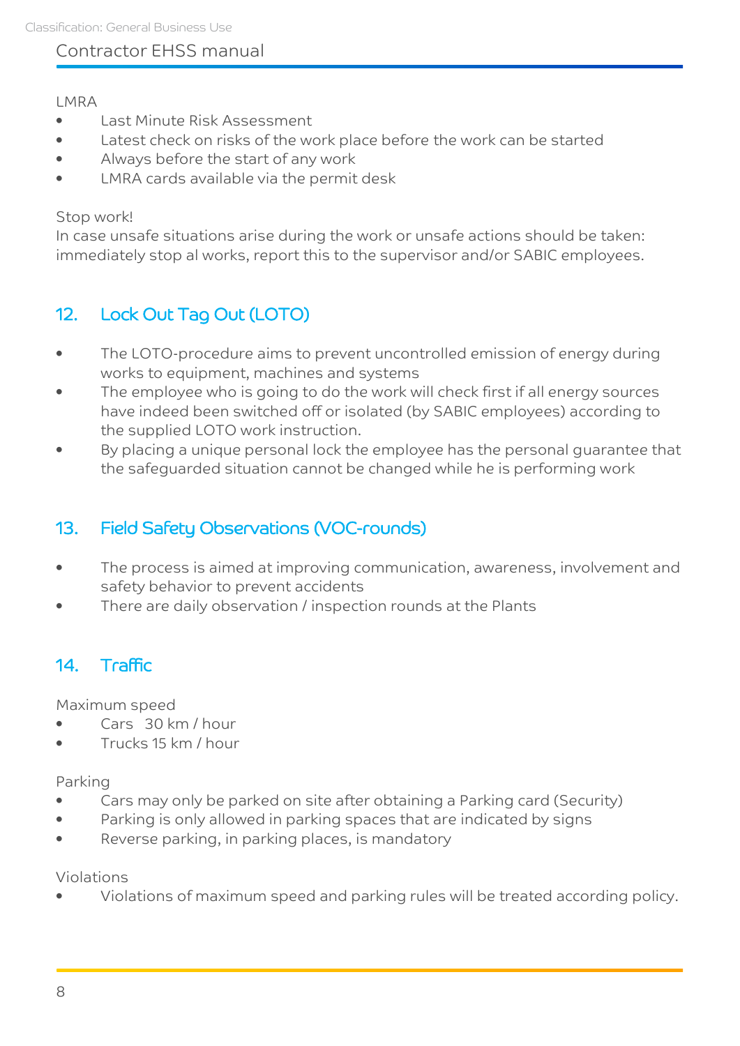LMRA

- Last Minute Risk Assessment
- Latest check on risks of the work place before the work can be started
- Always before the start of any work
- LMRA cards available via the permit desk

Stop work!
In case unsafe situations arise during the work or unsafe actions should be taken: immediately stop al works, report this to the supervisor and/or SABIC employees.

## 12. Lock Out Tag Out (LOTO)

- The LOTO-procedure aims to prevent uncontrolled emission of energy during works to equipment, machines and systems
- The employee who is going to do the work will check first if all energy sources have indeed been switched off or isolated (by SABIC employees) according to the supplied LOTO work instruction.
- By placing a unique personal lock the employee has the personal guarantee that the safeguarded situation cannot be changed while he is performing work

## 13. Field Safety Observations (VOC-rounds)

- The process is aimed at improving communication, awareness, involvement and safety behavior to prevent accidents
- There are daily observation / inspection rounds at the Plants

## 14. Traffic

Maximum speed

- Cars 30 km / hour
- Trucks 15 km / hour

Parking

- Cars may only be parked on site after obtaining a Parking card (Security)
- Parking is only allowed in parking spaces that are indicated by signs
- Reverse parking, in parking places, is mandatory

Violations

- Violations of maximum speed and parking rules will be treated according policy.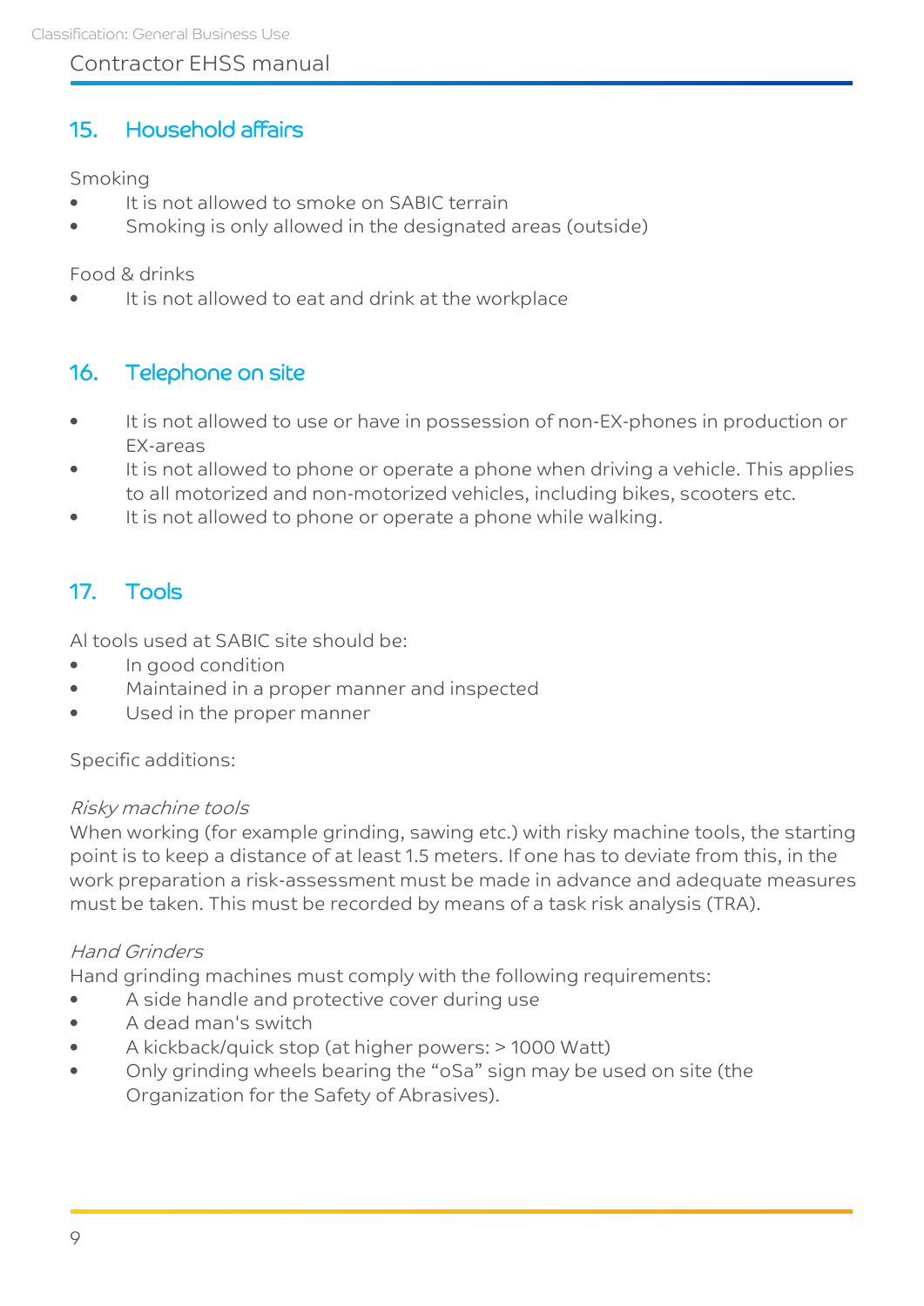## 15. Household affairs

Smoking

- It is not allowed to smoke on SABIC terrain
- Smoking is only allowed in the designated areas (outside)

Food & drinks

- It is not allowed to eat and drink at the workplace

## 16. Telephone on site

- It is not allowed to use or have in possession of non-EX-phones in production or EX-areas
- It is not allowed to phone or operate a phone when driving a vehicle. This applies to all motorized and non-motorized vehicles, including bikes, scooters etc.
- It is not allowed to phone or operate a phone while walking.

## 17. Tools

Al tools used at SABIC site should be:

- In good condition
- Maintained in a proper manner and inspected
- Used in the proper manner

Specific additions:

*Risky machine tools*
When working (for example grinding, sawing etc.) with risky machine tools, the starting point is to keep a distance of at least 1.5 meters. If one has to deviate from this, in the work preparation a risk-assessment must be made in advance and adequate measures must be taken. This must be recorded by means of a task risk analysis (TRA).

*Hand Grinders*
Hand grinding machines must comply with the following requirements:

- A side handle and protective cover during use
- A dead man's switch
- A kickback/quick stop (at higher powers: > 1000 Watt)
- Only grinding wheels bearing the "oSa" sign may be used on site (the Organization for the Safety of Abrasives).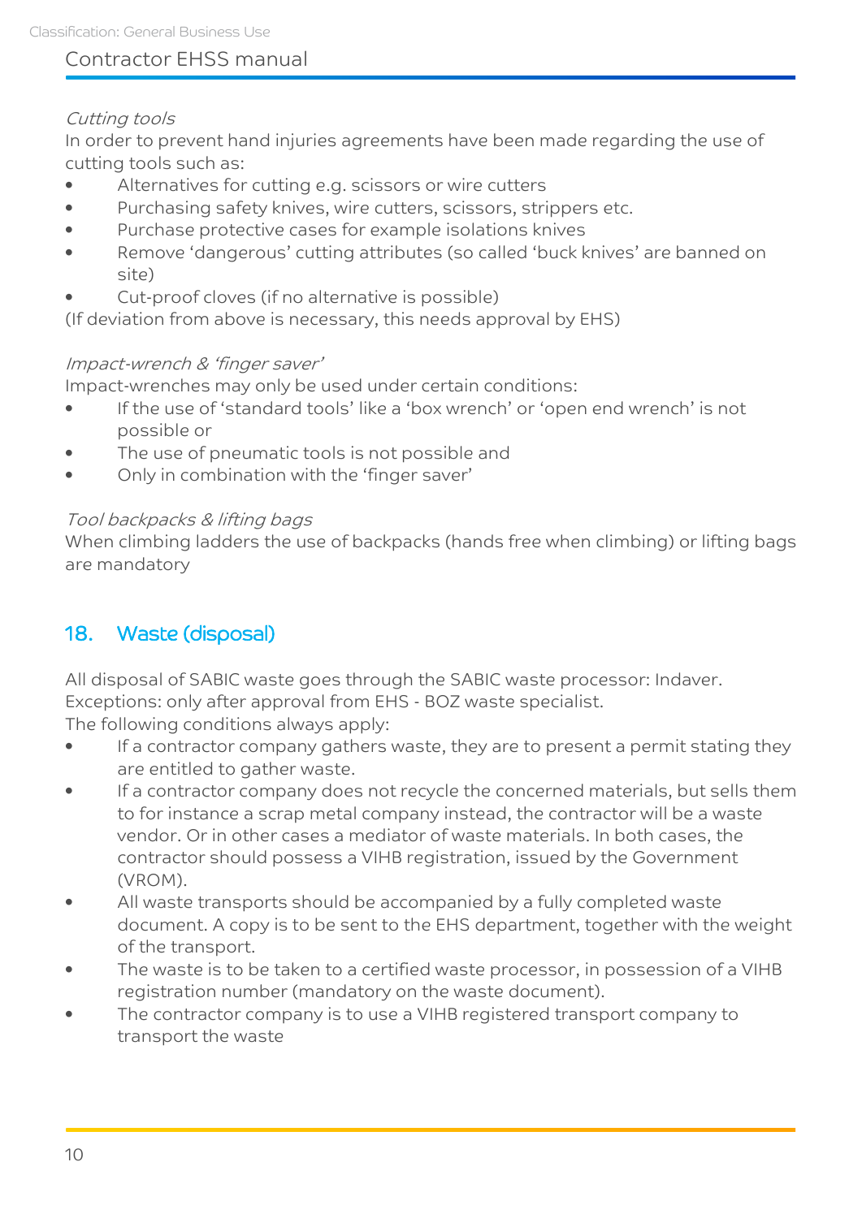*Cutting tools*

In order to prevent hand injuries agreements have been made regarding the use of cutting tools such as:

- Alternatives for cutting e.g. scissors or wire cutters
- Purchasing safety knives, wire cutters, scissors, strippers etc.
- Purchase protective cases for example isolations knives
- Remove 'dangerous' cutting attributes (so called 'buck knives' are banned on site)
- Cut-proof cloves (if no alternative is possible)

(If deviation from above is necessary, this needs approval by EHS)

*Impact-wrench & 'finger saver'*

Impact-wrenches may only be used under certain conditions:

- If the use of 'standard tools' like a 'box wrench' or 'open end wrench' is not possible or
- The use of pneumatic tools is not possible and
- Only in combination with the 'finger saver'

*Tool backpacks & lifting bags*

When climbing ladders the use of backpacks (hands free when climbing) or lifting bags are mandatory

## 18. Waste (disposal)

All disposal of SABIC waste goes through the SABIC waste processor: Indaver.
Exceptions: only after approval from EHS - BOZ waste specialist.
The following conditions always apply:

- If a contractor company gathers waste, they are to present a permit stating they are entitled to gather waste.
- If a contractor company does not recycle the concerned materials, but sells them to for instance a scrap metal company instead, the contractor will be a waste vendor. Or in other cases a mediator of waste materials. In both cases, the contractor should possess a VIHB registration, issued by the Government (VROM).
- All waste transports should be accompanied by a fully completed waste document. A copy is to be sent to the EHS department, together with the weight of the transport.
- The waste is to be taken to a certified waste processor, in possession of a VIHB registration number (mandatory on the waste document).
- The contractor company is to use a VIHB registered transport company to transport the waste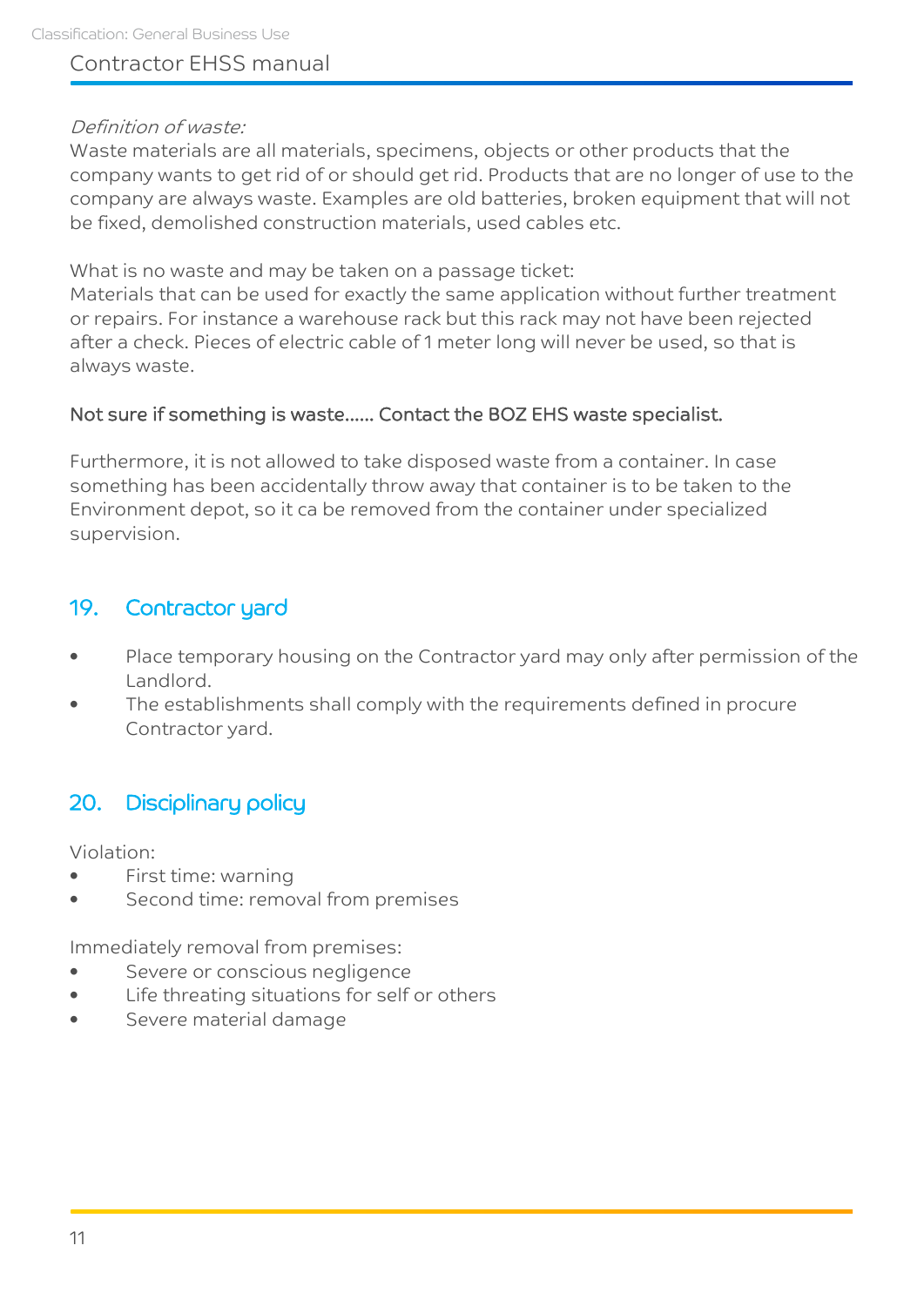*Definition of waste:*
Waste materials are all materials, specimens, objects or other products that the company wants to get rid of or should get rid. Products that are no longer of use to the company are always waste. Examples are old batteries, broken equipment that will not be fixed, demolished construction materials, used cables etc.

What is no waste and may be taken on a passage ticket:
Materials that can be used for exactly the same application without further treatment or repairs. For instance a warehouse rack but this rack may not have been rejected after a check. Pieces of electric cable of 1 meter long will never be used, so that is always waste.

**Not sure if something is waste...... Contact the BOZ EHS waste specialist.**

Furthermore, it is not allowed to take disposed waste from a container. In case something has been accidentally throw away that container is to be taken to the Environment depot, so it ca be removed from the container under specialized supervision.

## 19. Contractor yard

- Place temporary housing on the Contractor yard may only after permission of the Landlord.
- The establishments shall comply with the requirements defined in procure Contractor yard.

## 20. Disciplinary policy

Violation:
- First time: warning
- Second time: removal from premises

Immediately removal from premises:
- Severe or conscious negligence
- Life threating situations for self or others
- Severe material damage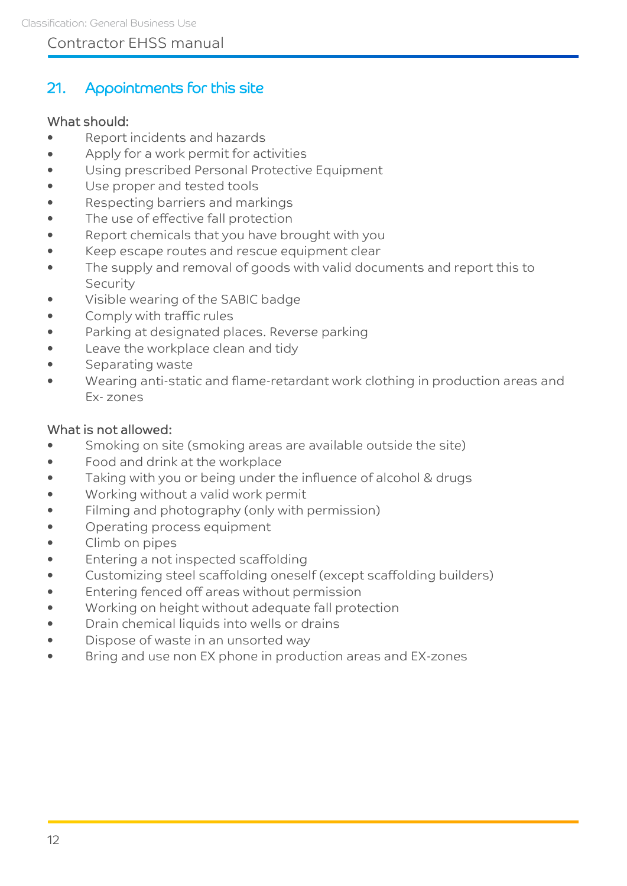## 21. Appointments for this site

What should:

- Report incidents and hazards
- Apply for a work permit for activities
- Using prescribed Personal Protective Equipment
- Use proper and tested tools
- Respecting barriers and markings
- The use of effective fall protection
- Report chemicals that you have brought with you
- Keep escape routes and rescue equipment clear
- The supply and removal of goods with valid documents and report this to Security
- Visible wearing of the SABIC badge
- Comply with traffic rules
- Parking at designated places. Reverse parking
- Leave the workplace clean and tidy
- Separating waste
- Wearing anti-static and flame-retardant work clothing in production areas and Ex- zones

What is not allowed:

- Smoking on site (smoking areas are available outside the site)
- Food and drink at the workplace
- Taking with you or being under the influence of alcohol & drugs
- Working without a valid work permit
- Filming and photography (only with permission)
- Operating process equipment
- Climb on pipes
- Entering a not inspected scaffolding
- Customizing steel scaffolding oneself (except scaffolding builders)
- Entering fenced off areas without permission
- Working on height without adequate fall protection
- Drain chemical liquids into wells or drains
- Dispose of waste in an unsorted way
- Bring and use non EX phone in production areas and EX-zones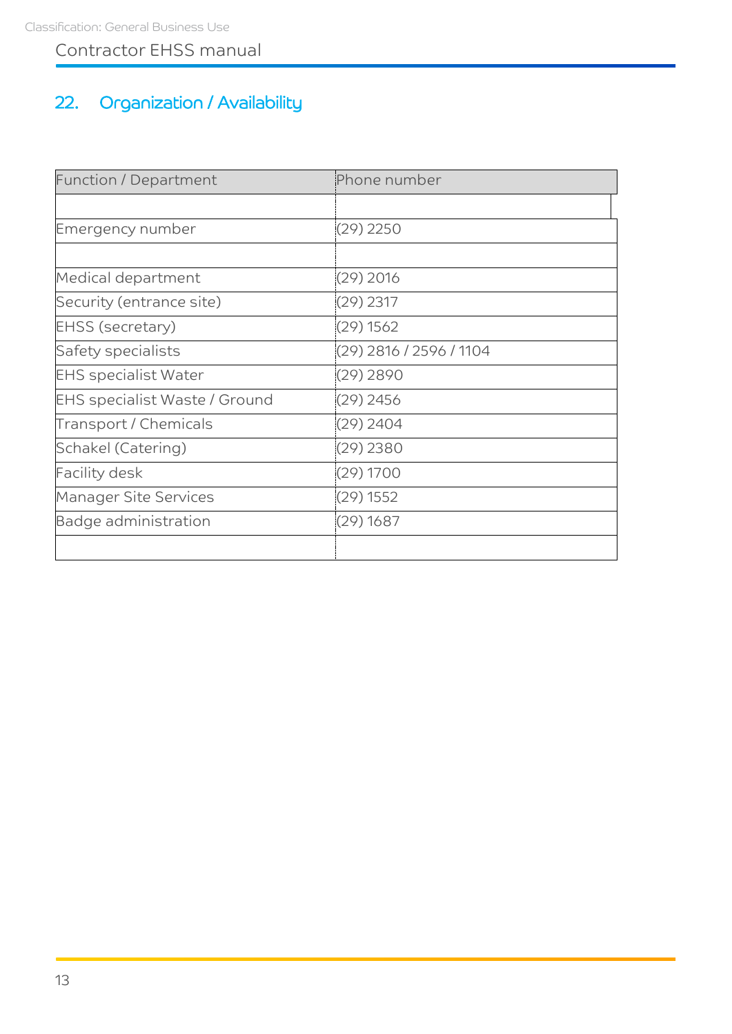## 22. Organization / Availability

| Function / Department | Phone number |
|---|---|
| | |
| Emergency number | (29) 2250 |
| | |
| Medical department | (29) 2016 |
| Security (entrance site) | (29) 2317 |
| EHSS (secretary) | (29) 1562 |
| Safety specialists | (29) 2816 / 2596 / 1104 |
| EHS specialist Water | (29) 2890 |
| EHS specialist Waste / Ground | (29) 2456 |
| Transport / Chemicals | (29) 2404 |
| Schakel (Catering) | (29) 2380 |
| Facility desk | (29) 1700 |
| Manager Site Services | (29) 1552 |
| Badge administration | (29) 1687 |
| | |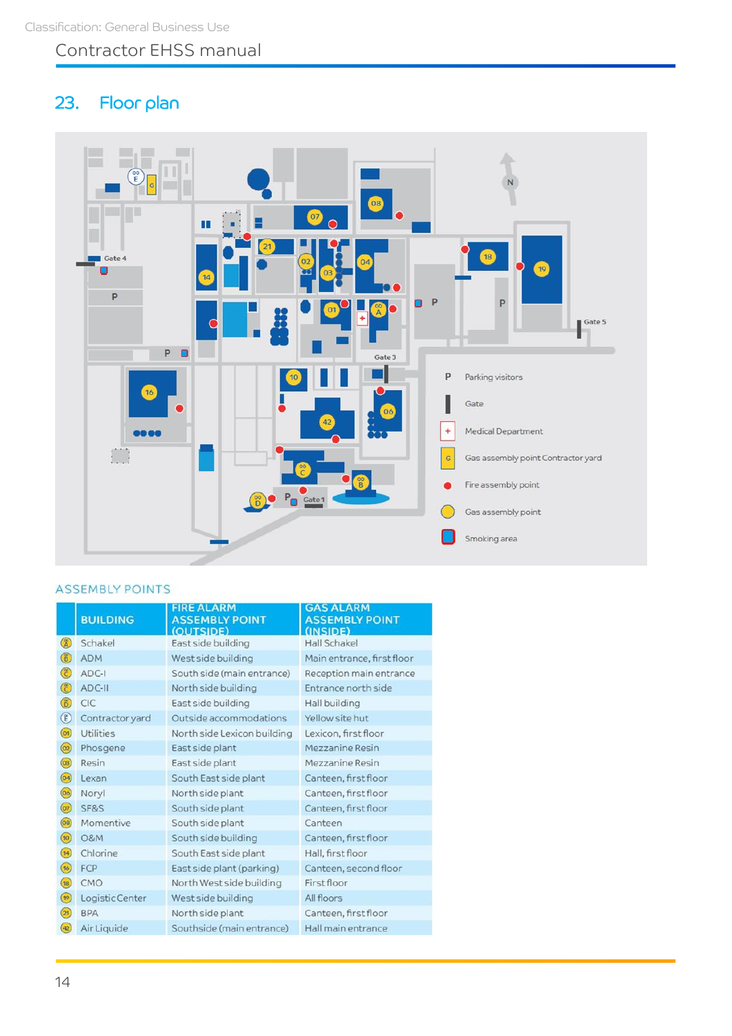## 23. Floor plan

P Parking visitors

Gate

Medical Department

Gas assembly point Contractor yard

Fire assembly point

Gas assembly point

Smoking area

ASSEMBLY POINTS

| | BUILDING | FIRE ALARM ASSEMBLY POINT (OUTSIDE) | GAS ALARM ASSEMBLY POINT (INSIDE) |
|---|---|---|---|
| A | Schakel | East side building | Hall Schakel |
| B | ADM | West side building | Main entrance, first floor |
| C | ADC-I | South side (main entrance) | Reception main entrance |
| C | ADC-II | North side building | Entrance north side |
| D | CIC | East side building | Hall building |
| E | Contractor yard | Outside accommodations | Yellow site hut |
| 01 | Utilities | North side Lexicon building | Lexicon, first floor |
| 02 | Phosgene | East side plant | Mezzanine Resin |
| 03 | Resin | East side plant | Mezzanine Resin |
| 04 | Lexan | South East side plant | Canteen, first floor |
| 06 | Noryl | North side plant | Canteen, first floor |
| 07 | SF&S | South side plant | Canteen, first floor |
| 08 | Momentive | South side plant | Canteen |
| 10 | O&M | South side building | Canteen, first floor |
| 14 | Chlorine | South East side plant | Hall, first floor |
| 16 | FCP | East side plant (parking) | Canteen, second floor |
| 18 | CMO | North West side building | First floor |
| 19 | Logistic Center | West side building | All floors |
| 21 | BPA | North side plant | Canteen, first floor |
| 42 | Air Liquide | Southside (main entrance) | Hall main entrance |